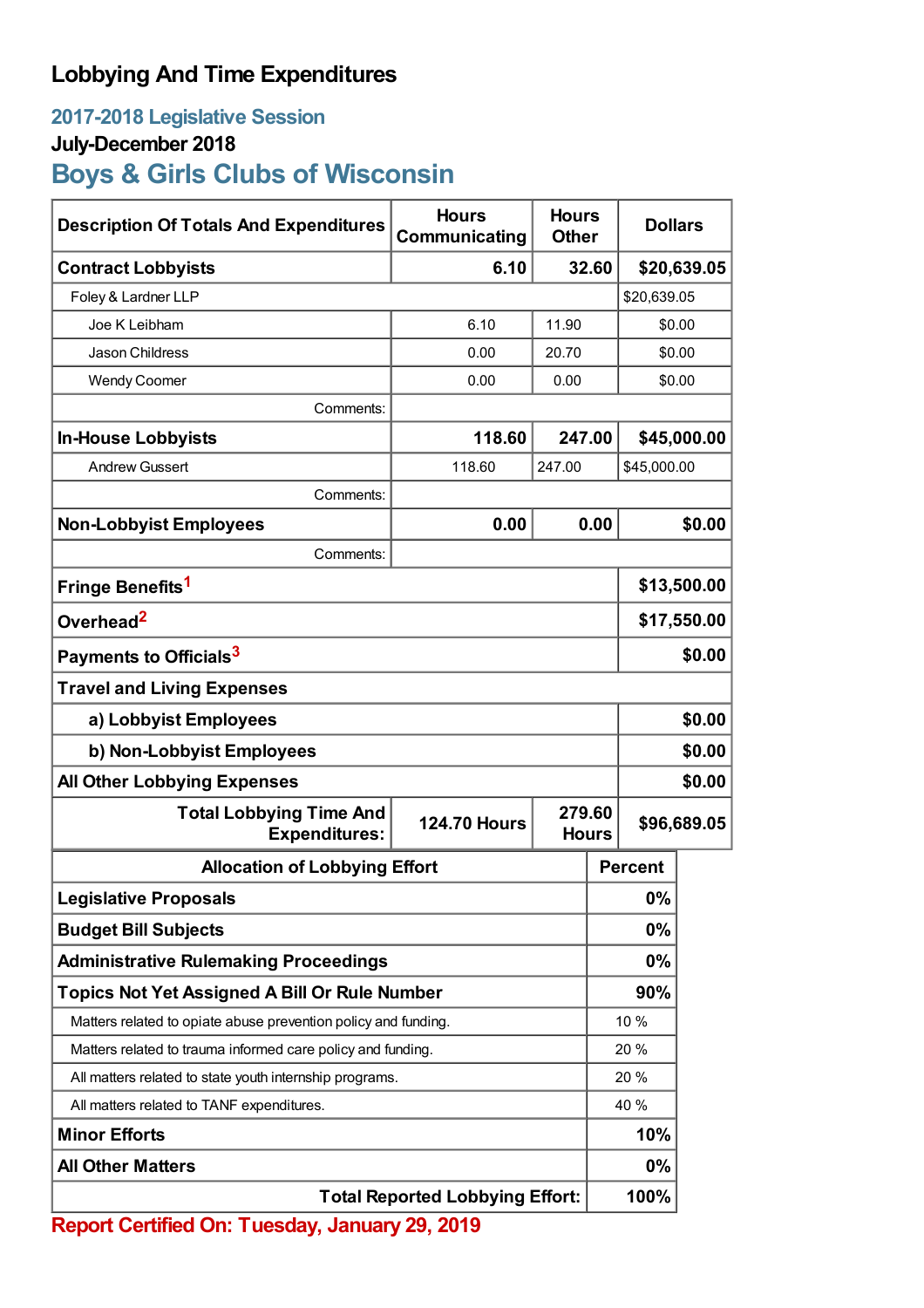# Lobbying And Time Expenditures

## 2017-2018 Legislative Session

### July-December 2018

## Boys & Girls Clubs of Wisconsin

| Description Of Totals And Expenditures | Hours Communicating | Hours Other | Dollars |
|---|---|---|---|
| **Contract Lobbyists** | **6.10** | **32.60** | **$20,639.05** |
| Foley & Lardner LLP | | | $20,639.05 |
| Joe K Leibham | 6.10 | 11.90 | $0.00 |
| Jason Childress | 0.00 | 20.70 | $0.00 |
| Wendy Coomer | 0.00 | 0.00 | $0.00 |
| Comments: | | | |
| **In-House Lobbyists** | **118.60** | **247.00** | **$45,000.00** |
| Andrew Gussert | 118.60 | 247.00 | $45,000.00 |
| Comments: | | | |
| **Non-Lobbyist Employees** | **0.00** | **0.00** | **$0.00** |
| Comments: | | | |
| **Fringe Benefits**[1] | | | **$13,500.00** |
| **Overhead**[2] | | | **$17,550.00** |
| **Payments to Officials**[3] | | | **$0.00** |
| **Travel and Living Expenses** | | | |
| **a) Lobbyist Employees** | | | **$0.00** |
| **b) Non-Lobbyist Employees** | | | **$0.00** |
| **All Other Lobbying Expenses** | | | **$0.00** |
| **Total Lobbying Time And Expenditures:** | **124.70 Hours** | **279.60 Hours** | **$96,689.05** |

| Allocation of Lobbying Effort | Percent |
|---|---|
| **Legislative Proposals** | **0%** |
| **Budget Bill Subjects** | **0%** |
| **Administrative Rulemaking Proceedings** | **0%** |
| **Topics Not Yet Assigned A Bill Or Rule Number** | **90%** |
| Matters related to opiate abuse prevention policy and funding. | 10 % |
| Matters related to trauma informed care policy and funding. | 20 % |
| All matters related to state youth internship programs. | 20 % |
| All matters related to TANF expenditures. | 40 % |
| **Minor Efforts** | **10%** |
| **All Other Matters** | **0%** |
| **Total Reported Lobbying Effort:** | **100%** |

**Report Certified On: Tuesday, January 29, 2019**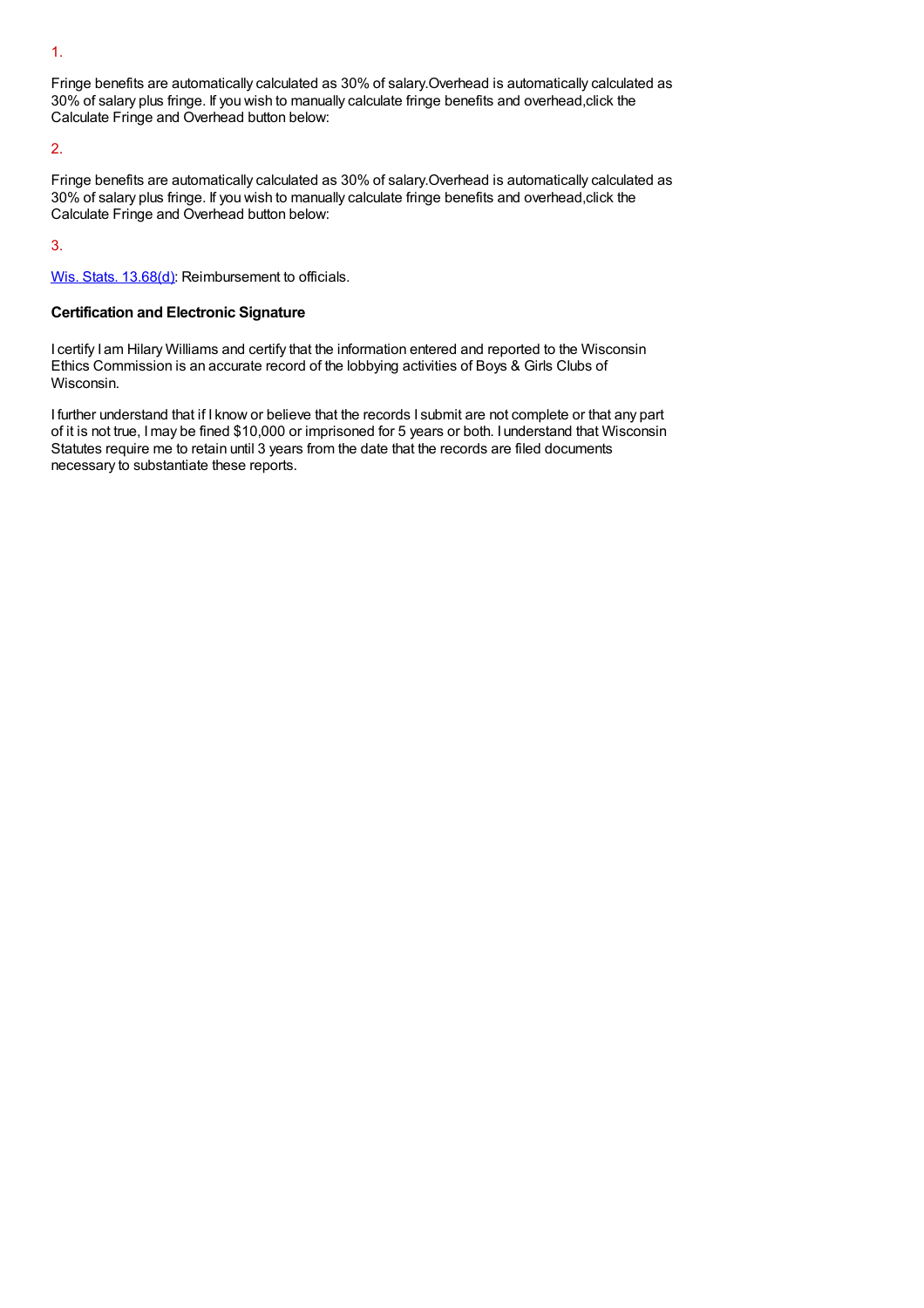1.

Fringe benefits are automatically calculated as 30% of salary.Overhead is automatically calculated as 30% of salary plus fringe. If you wish to manually calculate fringe benefits and overhead,click the Calculate Fringe and Overhead button below:

2.

Fringe benefits are automatically calculated as 30% of salary.Overhead is automatically calculated as 30% of salary plus fringe. If you wish to manually calculate fringe benefits and overhead,click the Calculate Fringe and Overhead button below:

3.

Wis. Stats. 13.68(d): Reimbursement to officials.

**Certification and Electronic Signature**

I certify I am Hilary Williams and certify that the information entered and reported to the Wisconsin Ethics Commission is an accurate record of the lobbying activities of Boys & Girls Clubs of Wisconsin.

I further understand that if I know or believe that the records I submit are not complete or that any part of it is not true, I may be fined $10,000 or imprisoned for 5 years or both. I understand that Wisconsin Statutes require me to retain until 3 years from the date that the records are filed documents necessary to substantiate these reports.